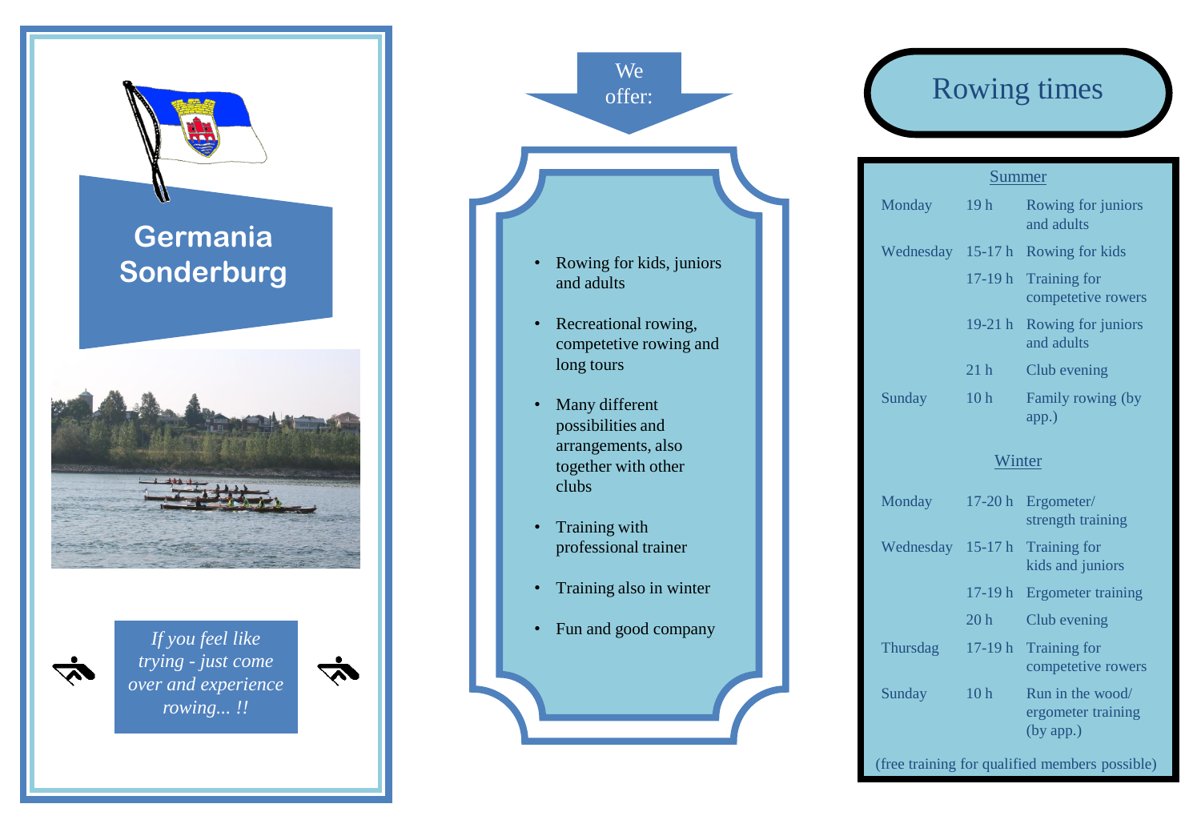# Germania Sonderburg

*If you feel like trying - just come over and experience rowing... !!*

## We offer:

- Rowing for kids, juniors and adults
- Recreational rowing, competetive rowing and long tours
- Many different possibilities and arrangements, also together with other clubs
- Training with professional trainer
- Training also in winter
- Fun and good company

## Rowing times

**Summer**

| Day | Time | Activity |
|---|---|---|
| Monday | 19 h | Rowing for juniors and adults |
| Wednesday | 15-17 h | Rowing for kids |
| | 17-19 h | Training for competetive rowers |
| | 19-21 h | Rowing for juniors and adults |
| | 21 h | Club evening |
| Sunday | 10 h | Family rowing (by app.) |

**Winter**

| Day | Time | Activity |
|---|---|---|
| Monday | 17-20 h | Ergometer/ strength training |
| Wednesday | 15-17 h | Training for kids and juniors |
| | 17-19 h | Ergometer training |
| | 20 h | Club evening |
| Thursdag | 17-19 h | Training for competetive rowers |
| Sunday | 10 h | Run in the wood/ ergometer training (by app.) |

(free training for qualified members possible)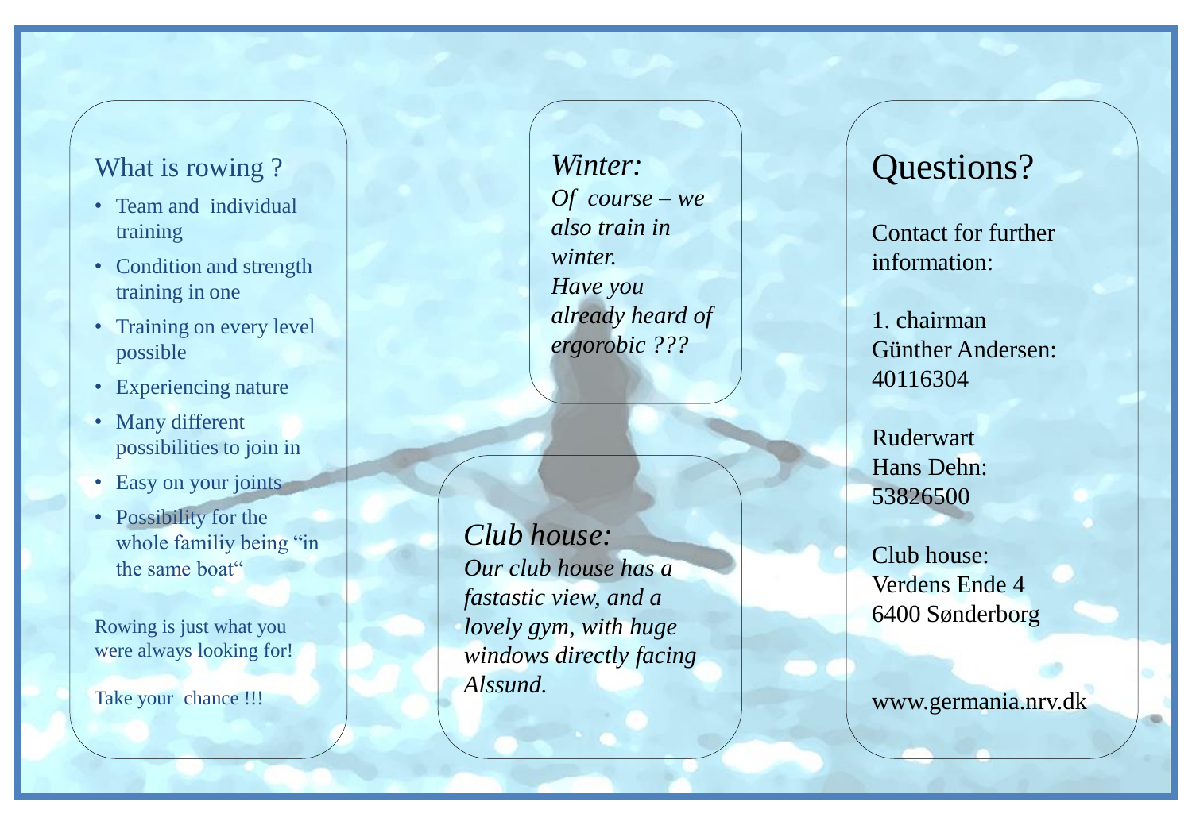## What is rowing ?

- Team and individual training
- Condition and strength training in one
- Training on every level possible
- Experiencing nature
- Many different possibilities to join in
- Easy on your joints
- Possibility for the whole familiy being "in the same boat"

Rowing is just what you were always looking for!

Take your chance !!!

*Winter:*
*Of course – we also train in winter.*
*Have you already heard of ergorobic ???*

*Club house:*
*Our club house has a fastastic view, and a lovely gym, with huge windows directly facing Alssund.*

## Questions?

Contact for further information:

1. chairman
Günther Andersen:
40116304

Ruderwart
Hans Dehn:
53826500

Club house:
Verdens Ende 4
6400 Sønderborg

www.germania.nrv.dk